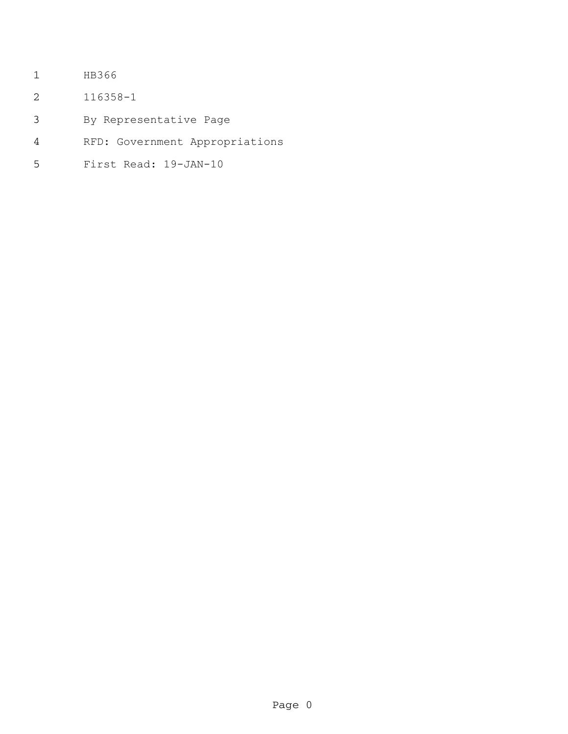HB366

116358-1

By Representative Page

RFD: Government Appropriations

First Read: 19-JAN-10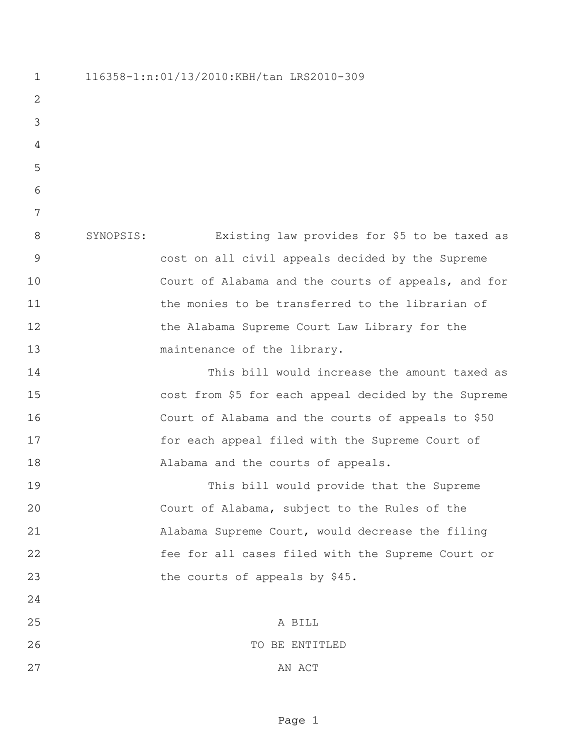116358-1:n:01/13/2010:KBH/tan LRS2010-309

SYNOPSIS: Existing law provides for $5 to be taxed as cost on all civil appeals decided by the Supreme Court of Alabama and the courts of appeals, and for the monies to be transferred to the librarian of the Alabama Supreme Court Law Library for the maintenance of the library.

This bill would increase the amount taxed as cost from $5 for each appeal decided by the Supreme Court of Alabama and the courts of appeals to $50 for each appeal filed with the Supreme Court of Alabama and the courts of appeals.

This bill would provide that the Supreme Court of Alabama, subject to the Rules of the Alabama Supreme Court, would decrease the filing fee for all cases filed with the Supreme Court or the courts of appeals by $45.

A BILL

TO BE ENTITLED

AN ACT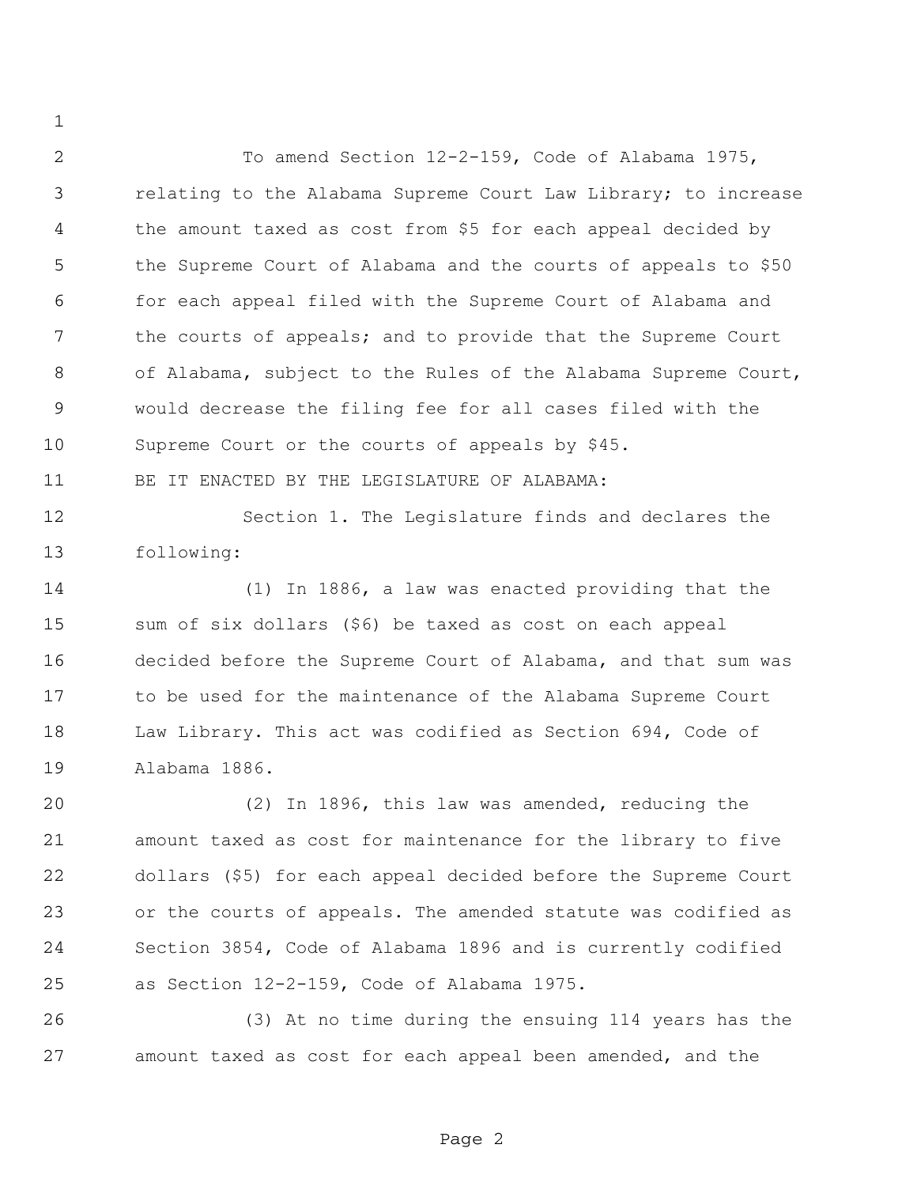To amend Section 12-2-159, Code of Alabama 1975, relating to the Alabama Supreme Court Law Library; to increase the amount taxed as cost from $5 for each appeal decided by the Supreme Court of Alabama and the courts of appeals to $50 for each appeal filed with the Supreme Court of Alabama and the courts of appeals; and to provide that the Supreme Court of Alabama, subject to the Rules of the Alabama Supreme Court, would decrease the filing fee for all cases filed with the Supreme Court or the courts of appeals by $45.

BE IT ENACTED BY THE LEGISLATURE OF ALABAMA:

Section 1. The Legislature finds and declares the following:

(1) In 1886, a law was enacted providing that the sum of six dollars ($6) be taxed as cost on each appeal decided before the Supreme Court of Alabama, and that sum was to be used for the maintenance of the Alabama Supreme Court Law Library. This act was codified as Section 694, Code of Alabama 1886.

(2) In 1896, this law was amended, reducing the amount taxed as cost for maintenance for the library to five dollars ($5) for each appeal decided before the Supreme Court or the courts of appeals. The amended statute was codified as Section 3854, Code of Alabama 1896 and is currently codified as Section 12-2-159, Code of Alabama 1975.

(3) At no time during the ensuing 114 years has the amount taxed as cost for each appeal been amended, and the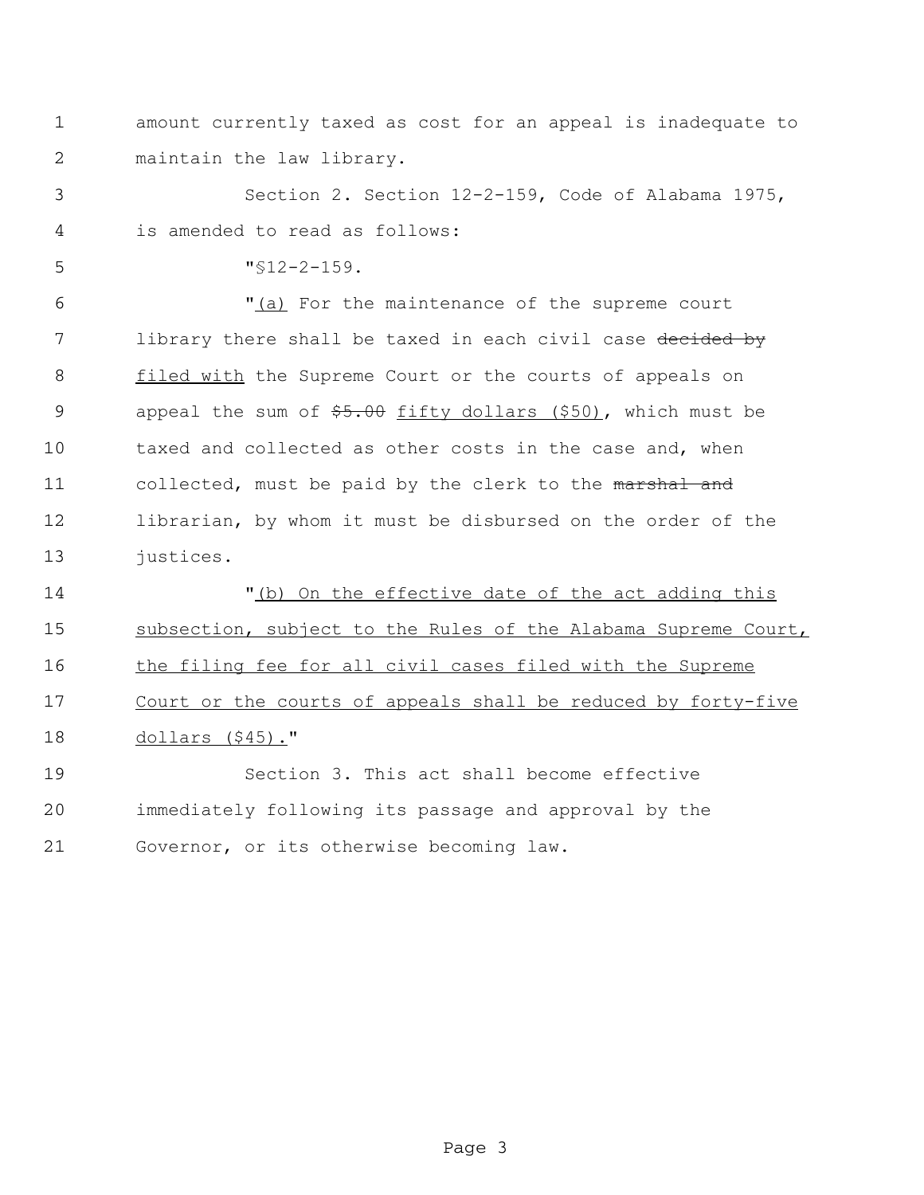amount currently taxed as cost for an appeal is inadequate to maintain the law library.

Section 2. Section 12-2-159, Code of Alabama 1975, is amended to read as follows:

"§12-2-159.

"(a) For the maintenance of the supreme court library there shall be taxed in each civil case ~~decided by~~ filed with the Supreme Court or the courts of appeals on appeal the sum of ~~$5.00~~ fifty dollars ($50), which must be taxed and collected as other costs in the case and, when collected, must be paid by the clerk to the ~~marshal and~~ librarian, by whom it must be disbursed on the order of the justices.

"(b) On the effective date of the act adding this subsection, subject to the Rules of the Alabama Supreme Court, the filing fee for all civil cases filed with the Supreme Court or the courts of appeals shall be reduced by forty-five dollars ($45)."

Section 3. This act shall become effective immediately following its passage and approval by the Governor, or its otherwise becoming law.